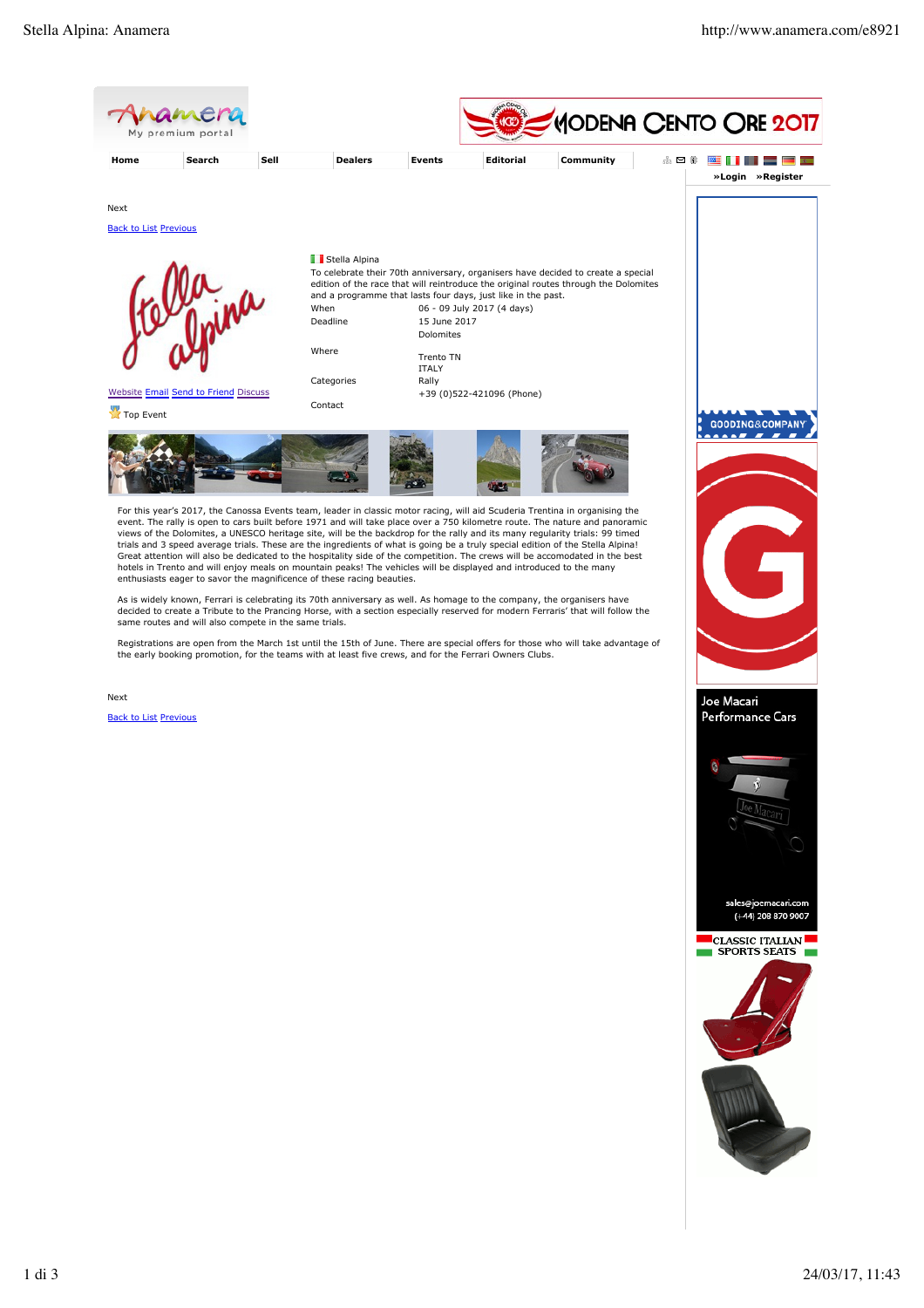Home | Search | Sell | Dealers | Events | Editorial | Community

»Login »Register

Next

Back to List Previous

# Stella Alpina

To celebrate their 70th anniversary, organisers have decided to create a special edition of the race that will reintroduce the original routes through the Dolomites and a programme that lasts four days, just like in the past.

| | |
|---|---|
| When | 06 - 09 July 2017 (4 days) |
| Deadline | 15 June 2017 |
| Where | Dolomites<br>Trento TN<br>ITALY |
| Categories | Rally |
| Contact | +39 (0)522-421096 (Phone) |

Website Email Send to Friend Discuss

Top Event

For this year's 2017, the Canossa Events team, leader in classic motor racing, will aid Scuderia Trentina in organising the event. The rally is open to cars built before 1971 and will take place over a 750 kilometre route. The nature and panoramic views of the Dolomites, a UNESCO heritage site, will be the backdrop for the rally and its many regularity trials: 99 timed trials and 3 speed average trials. These are the ingredients of what is going be a truly special edition of the Stella Alpina! Great attention will also be dedicated to the hospitality side of the competition. The crews will be accomodated in the best hotels in Trento and will enjoy meals on mountain peaks! The vehicles will be displayed and introduced to the many enthusiasts eager to savor the magnificence of these racing beauties.

As is widely known, Ferrari is celebrating its 70th anniversary as well. As homage to the company, the organisers have decided to create a Tribute to the Prancing Horse, with a section especially reserved for modern Ferraris' that will follow the same routes and will also compete in the same trials.

Registrations are open from the March 1st until the 15th of June. There are special offers for those who will take advantage of the early booking promotion, for the teams with at least five crews, and for the Ferrari Owners Clubs.

Next

Back to List Previous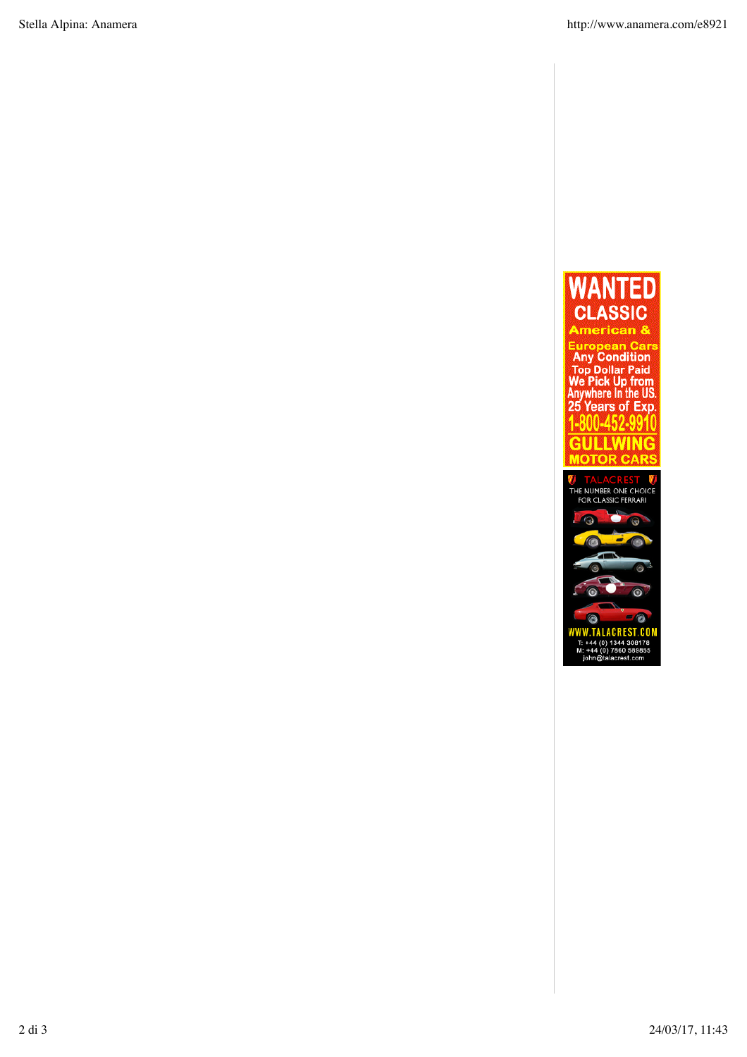WANTED
CLASSIC
American &
European Cars
Any Condition
Top Dollar Paid
We Pick Up from
Anywhere In the US.
25 Years of Exp.
1-800-452-9910
GULLWING
MOTOR CARS

TALACREST
THE NUMBER ONE CHOICE
FOR CLASSIC FERRARI
WWW.TALACREST.COM
T: +44 (0) 1344 308178
M: +44 (0) 7860 589855
john@talacrest.com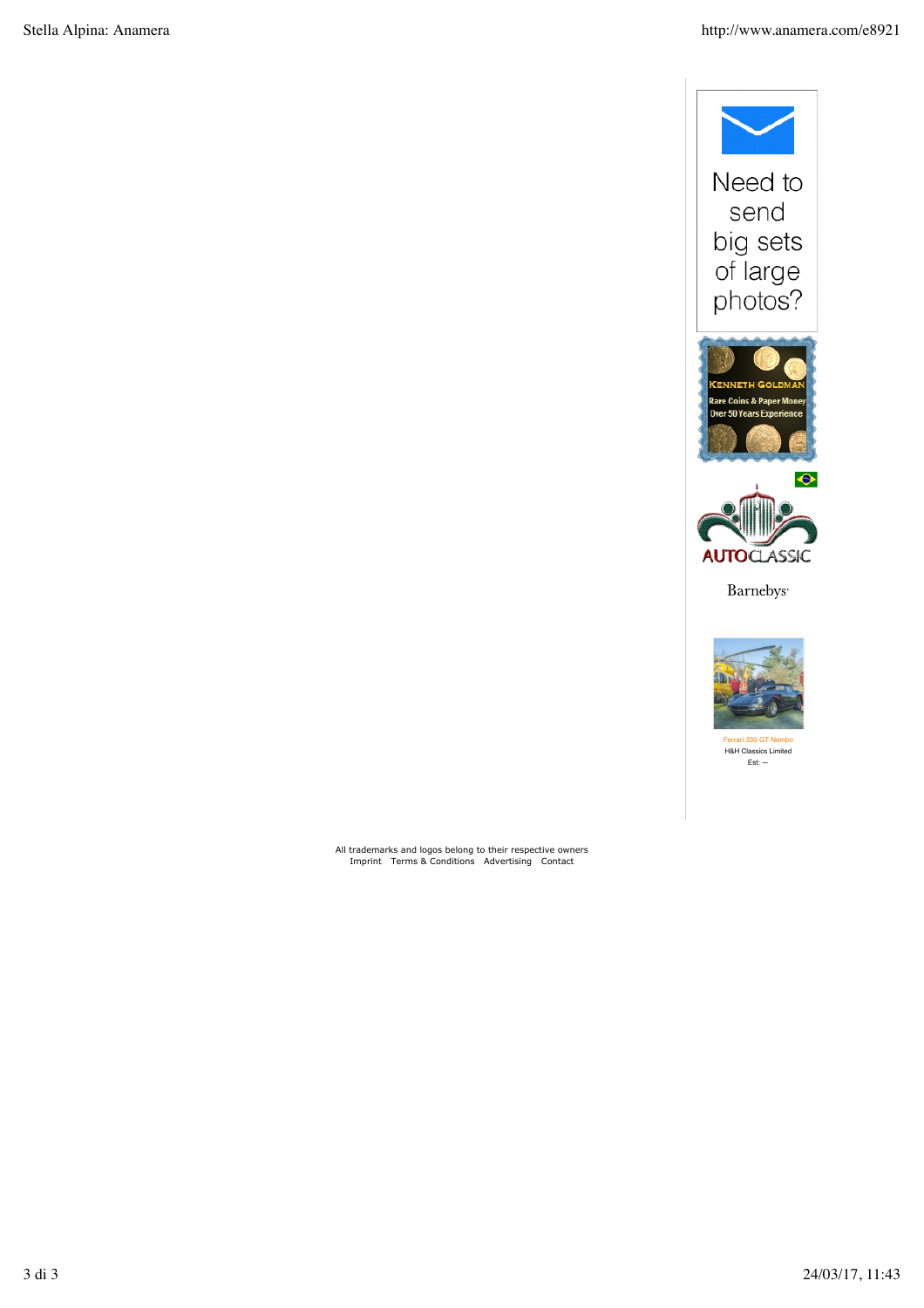Need to send big sets of large photos?

KENNETH GOLDMAN
Rare Coins & Paper Money
Over 50 Years Experience

AUTOCLASSIC

Barnebys

Ferrari 330 GT Nembo
H&H Classics Limited
Est: --

All trademarks and logos belong to their respective owners
Imprint Terms & Conditions Advertising Contact